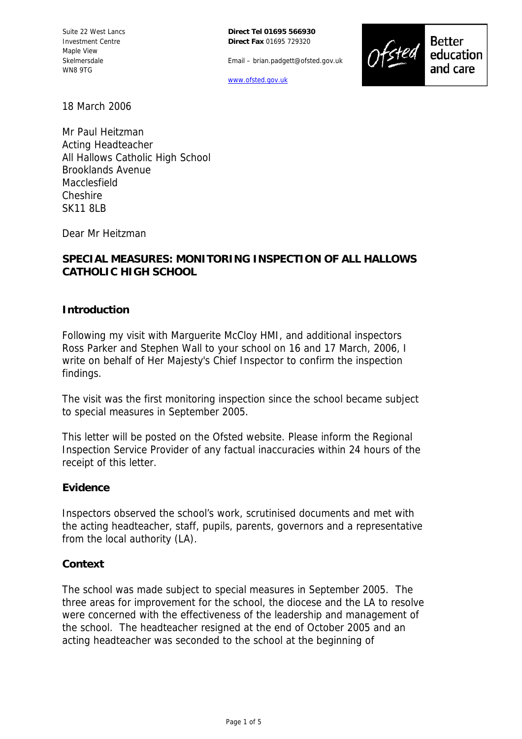Suite 22 West Lancs
Investment Centre
Maple View
Skelmersdale
WN8 9TG

**Direct Tel 01695 566930**
**Direct Fax** 01695 729320

Email – brian.padgett@ofsted.gov.uk

www.ofsted.gov.uk

Ofsted Better education and care

18 March 2006

Mr Paul Heitzman
Acting Headteacher
All Hallows Catholic High School
Brooklands Avenue
Macclesfield
Cheshire
SK11 8LB

Dear Mr Heitzman

**SPECIAL MEASURES: MONITORING INSPECTION OF ALL HALLOWS CATHOLIC HIGH SCHOOL**

## Introduction

Following my visit with Marguerite McCloy HMI, and additional inspectors Ross Parker and Stephen Wall to your school on 16 and 17 March, 2006, I write on behalf of Her Majesty's Chief Inspector to confirm the inspection findings.

The visit was the first monitoring inspection since the school became subject to special measures in September 2005.

This letter will be posted on the Ofsted website. Please inform the Regional Inspection Service Provider of any factual inaccuracies within 24 hours of the receipt of this letter.

## Evidence

Inspectors observed the school's work, scrutinised documents and met with the acting headteacher, staff, pupils, parents, governors and a representative from the local authority (LA).

## Context

The school was made subject to special measures in September 2005. The three areas for improvement for the school, the diocese and the LA to resolve were concerned with the effectiveness of the leadership and management of the school. The headteacher resigned at the end of October 2005 and an acting headteacher was seconded to the school at the beginning of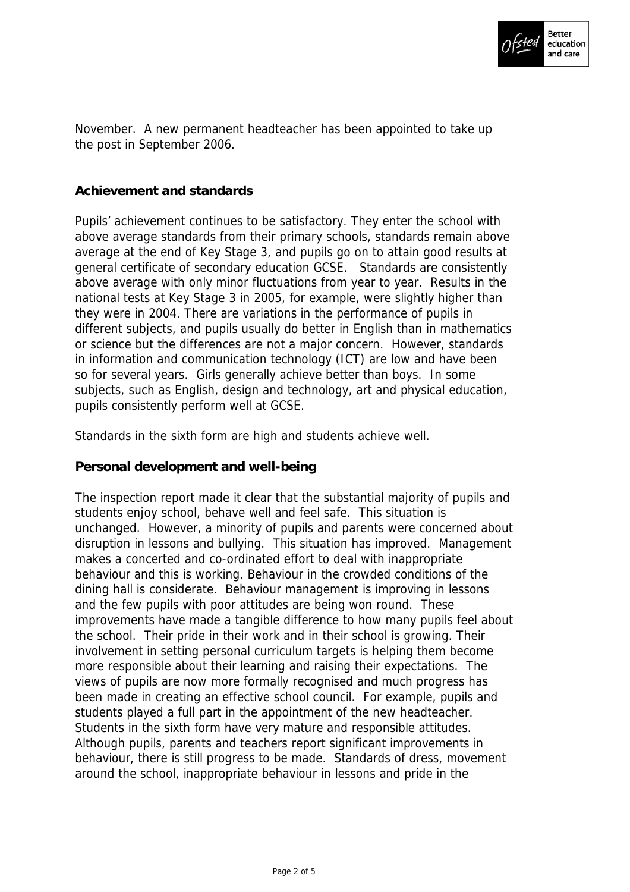November. A new permanent headteacher has been appointed to take up the post in September 2006.

## Achievement and standards

Pupils' achievement continues to be satisfactory. They enter the school with above average standards from their primary schools, standards remain above average at the end of Key Stage 3, and pupils go on to attain good results at general certificate of secondary education GCSE. Standards are consistently above average with only minor fluctuations from year to year. Results in the national tests at Key Stage 3 in 2005, for example, were slightly higher than they were in 2004. There are variations in the performance of pupils in different subjects, and pupils usually do better in English than in mathematics or science but the differences are not a major concern. However, standards in information and communication technology (ICT) are low and have been so for several years. Girls generally achieve better than boys. In some subjects, such as English, design and technology, art and physical education, pupils consistently perform well at GCSE.

Standards in the sixth form are high and students achieve well.

## Personal development and well-being

The inspection report made it clear that the substantial majority of pupils and students enjoy school, behave well and feel safe. This situation is unchanged. However, a minority of pupils and parents were concerned about disruption in lessons and bullying. This situation has improved. Management makes a concerted and co-ordinated effort to deal with inappropriate behaviour and this is working. Behaviour in the crowded conditions of the dining hall is considerate. Behaviour management is improving in lessons and the few pupils with poor attitudes are being won round. These improvements have made a tangible difference to how many pupils feel about the school. Their pride in their work and in their school is growing. Their involvement in setting personal curriculum targets is helping them become more responsible about their learning and raising their expectations. The views of pupils are now more formally recognised and much progress has been made in creating an effective school council. For example, pupils and students played a full part in the appointment of the new headteacher. Students in the sixth form have very mature and responsible attitudes. Although pupils, parents and teachers report significant improvements in behaviour, there is still progress to be made. Standards of dress, movement around the school, inappropriate behaviour in lessons and pride in the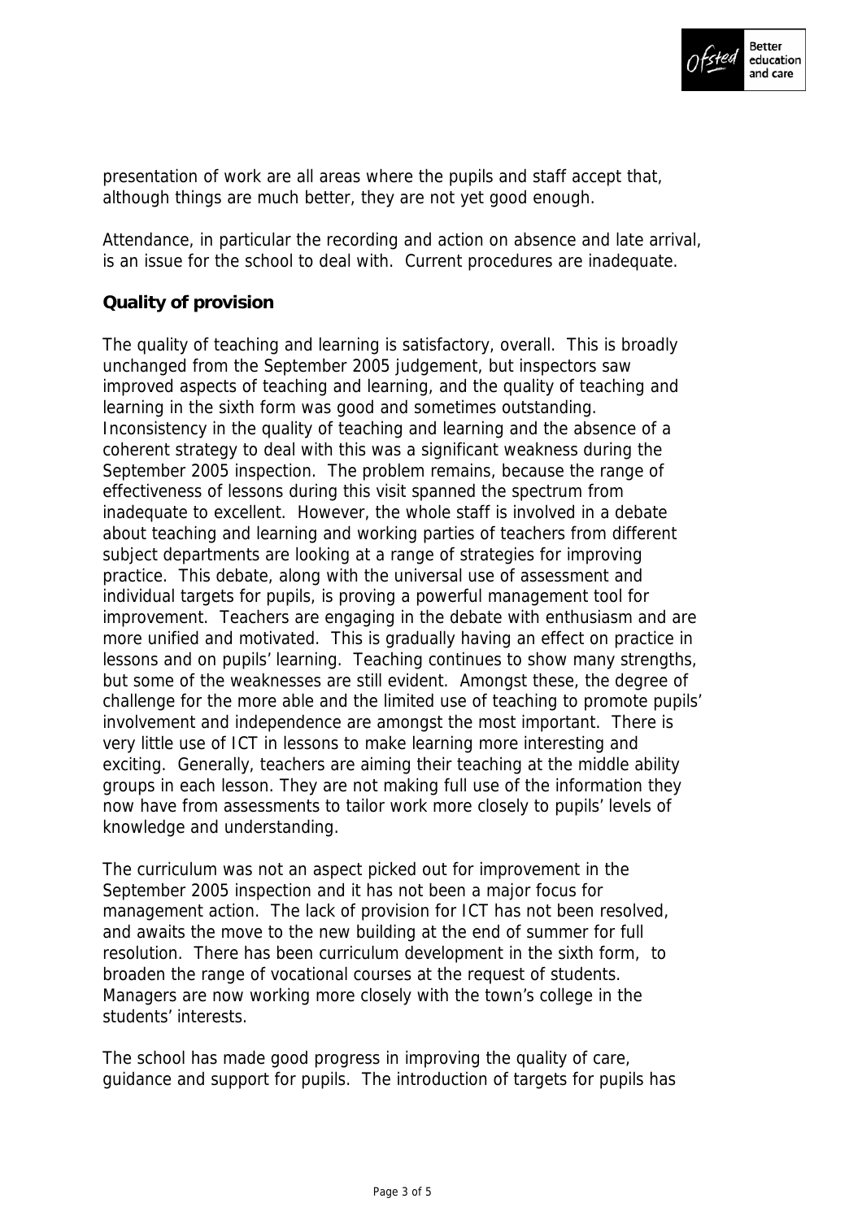presentation of work are all areas where the pupils and staff accept that, although things are much better, they are not yet good enough.

Attendance, in particular the recording and action on absence and late arrival, is an issue for the school to deal with. Current procedures are inadequate.

**Quality of provision**

The quality of teaching and learning is satisfactory, overall. This is broadly unchanged from the September 2005 judgement, but inspectors saw improved aspects of teaching and learning, and the quality of teaching and learning in the sixth form was good and sometimes outstanding. Inconsistency in the quality of teaching and learning and the absence of a coherent strategy to deal with this was a significant weakness during the September 2005 inspection. The problem remains, because the range of effectiveness of lessons during this visit spanned the spectrum from inadequate to excellent. However, the whole staff is involved in a debate about teaching and learning and working parties of teachers from different subject departments are looking at a range of strategies for improving practice. This debate, along with the universal use of assessment and individual targets for pupils, is proving a powerful management tool for improvement. Teachers are engaging in the debate with enthusiasm and are more unified and motivated. This is gradually having an effect on practice in lessons and on pupils' learning. Teaching continues to show many strengths, but some of the weaknesses are still evident. Amongst these, the degree of challenge for the more able and the limited use of teaching to promote pupils' involvement and independence are amongst the most important. There is very little use of ICT in lessons to make learning more interesting and exciting. Generally, teachers are aiming their teaching at the middle ability groups in each lesson. They are not making full use of the information they now have from assessments to tailor work more closely to pupils' levels of knowledge and understanding.

The curriculum was not an aspect picked out for improvement in the September 2005 inspection and it has not been a major focus for management action. The lack of provision for ICT has not been resolved, and awaits the move to the new building at the end of summer for full resolution. There has been curriculum development in the sixth form, to broaden the range of vocational courses at the request of students. Managers are now working more closely with the town's college in the students' interests.

The school has made good progress in improving the quality of care, guidance and support for pupils. The introduction of targets for pupils has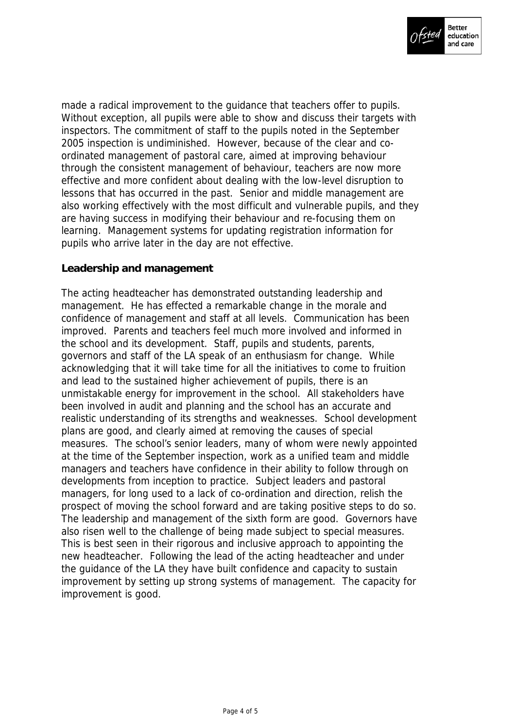made a radical improvement to the guidance that teachers offer to pupils. Without exception, all pupils were able to show and discuss their targets with inspectors. The commitment of staff to the pupils noted in the September 2005 inspection is undiminished. However, because of the clear and co-ordinated management of pastoral care, aimed at improving behaviour through the consistent management of behaviour, teachers are now more effective and more confident about dealing with the low-level disruption to lessons that has occurred in the past. Senior and middle management are also working effectively with the most difficult and vulnerable pupils, and they are having success in modifying their behaviour and re-focusing them on learning. Management systems for updating registration information for pupils who arrive later in the day are not effective.

**Leadership and management**

The acting headteacher has demonstrated outstanding leadership and management. He has effected a remarkable change in the morale and confidence of management and staff at all levels. Communication has been improved. Parents and teachers feel much more involved and informed in the school and its development. Staff, pupils and students, parents, governors and staff of the LA speak of an enthusiasm for change. While acknowledging that it will take time for all the initiatives to come to fruition and lead to the sustained higher achievement of pupils, there is an unmistakable energy for improvement in the school. All stakeholders have been involved in audit and planning and the school has an accurate and realistic understanding of its strengths and weaknesses. School development plans are good, and clearly aimed at removing the causes of special measures. The school's senior leaders, many of whom were newly appointed at the time of the September inspection, work as a unified team and middle managers and teachers have confidence in their ability to follow through on developments from inception to practice. Subject leaders and pastoral managers, for long used to a lack of co-ordination and direction, relish the prospect of moving the school forward and are taking positive steps to do so. The leadership and management of the sixth form are good. Governors have also risen well to the challenge of being made subject to special measures. This is best seen in their rigorous and inclusive approach to appointing the new headteacher. Following the lead of the acting headteacher and under the guidance of the LA they have built confidence and capacity to sustain improvement by setting up strong systems of management. The capacity for improvement is good.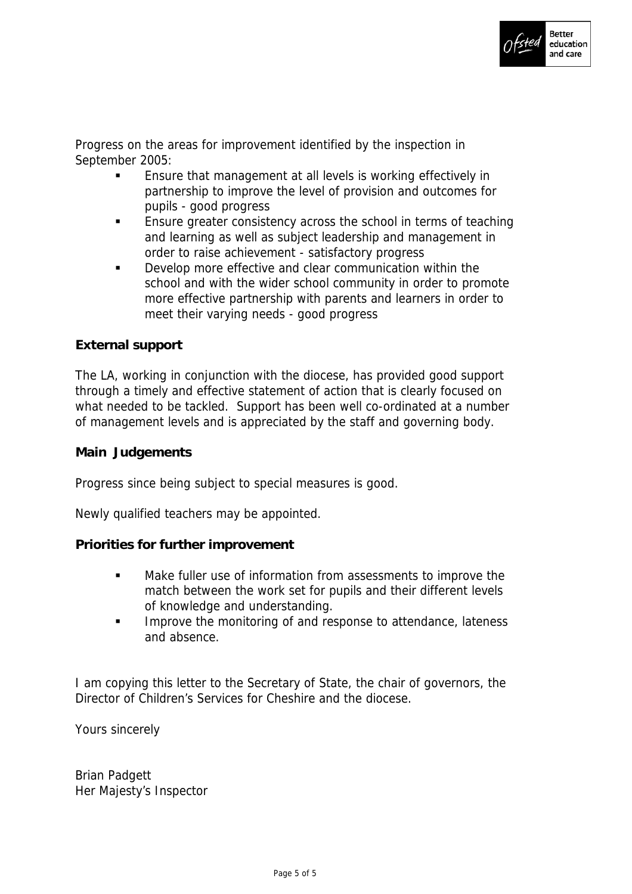Progress on the areas for improvement identified by the inspection in September 2005:

- Ensure that management at all levels is working effectively in partnership to improve the level of provision and outcomes for pupils - good progress
- Ensure greater consistency across the school in terms of teaching and learning as well as subject leadership and management in order to raise achievement - satisfactory progress
- Develop more effective and clear communication within the school and with the wider school community in order to promote more effective partnership with parents and learners in order to meet their varying needs - good progress

**External support**

The LA, working in conjunction with the diocese, has provided good support through a timely and effective statement of action that is clearly focused on what needed to be tackled. Support has been well co-ordinated at a number of management levels and is appreciated by the staff and governing body.

**Main Judgements**

Progress since being subject to special measures is good.

Newly qualified teachers may be appointed.

**Priorities for further improvement**

- Make fuller use of information from assessments to improve the match between the work set for pupils and their different levels of knowledge and understanding.
- Improve the monitoring of and response to attendance, lateness and absence.

I am copying this letter to the Secretary of State, the chair of governors, the Director of Children's Services for Cheshire and the diocese.

Yours sincerely

Brian Padgett
Her Majesty's Inspector